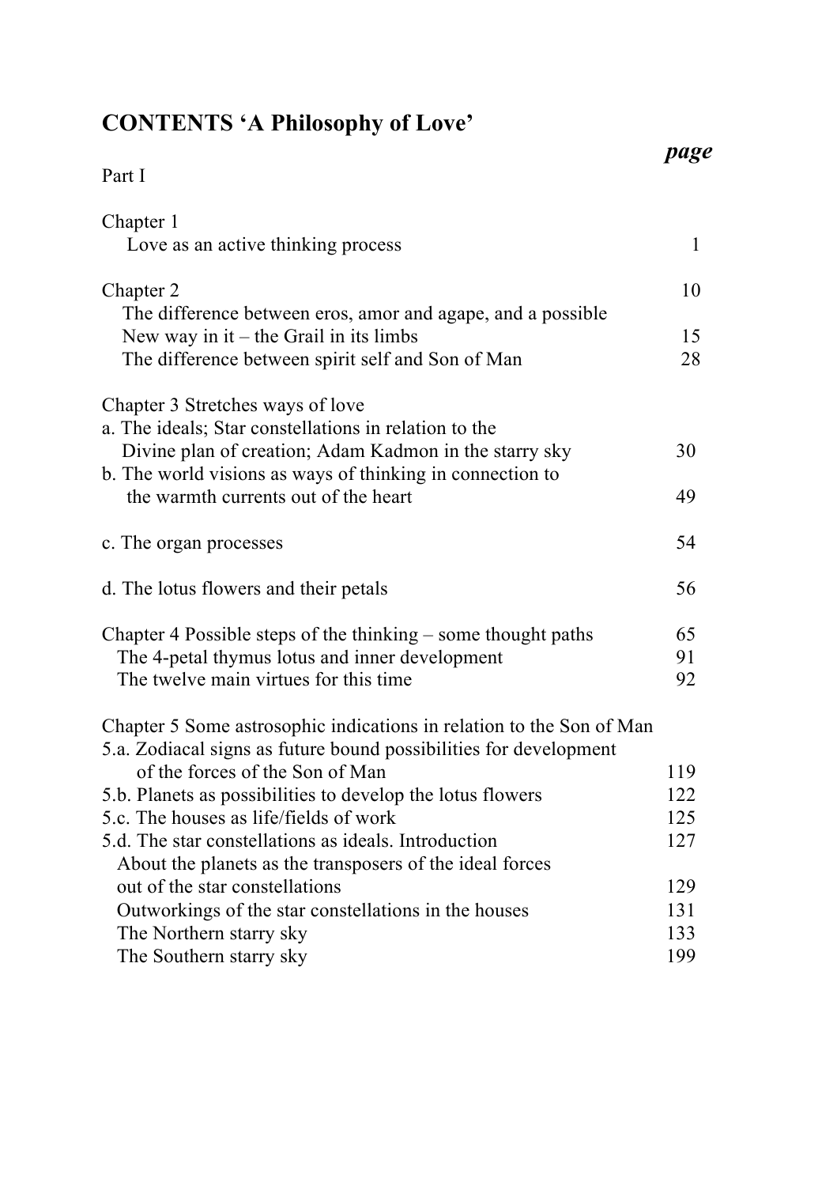# CONTENTS 'A Philosophy of Love'

| | *page* |
|---|---|
| Part I | |
| Chapter 1 | |
| Love as an active thinking process | 1 |
| Chapter 2 | 10 |
| The difference between eros, amor and agape, and a possible New way in it – the Grail in its limbs | 15 |
| The difference between spirit self and Son of Man | 28 |
| Chapter 3 Stretches ways of love | |
| a. The ideals; Star constellations in relation to the Divine plan of creation; Adam Kadmon in the starry sky | 30 |
| b. The world visions as ways of thinking in connection to the warmth currents out of the heart | 49 |
| c. The organ processes | 54 |
| d. The lotus flowers and their petals | 56 |
| Chapter 4 Possible steps of the thinking – some thought paths | 65 |
| The 4-petal thymus lotus and inner development | 91 |
| The twelve main virtues for this time | 92 |
| Chapter 5 Some astrosophic indications in relation to the Son of Man | |
| 5.a. Zodiacal signs as future bound possibilities for development of the forces of the Son of Man | 119 |
| 5.b. Planets as possibilities to develop the lotus flowers | 122 |
| 5.c. The houses as life/fields of work | 125 |
| 5.d. The star constellations as ideals. Introduction | 127 |
| About the planets as the transposers of the ideal forces out of the star constellations | 129 |
| Outworkings of the star constellations in the houses | 131 |
| The Northern starry sky | 133 |
| The Southern starry sky | 199 |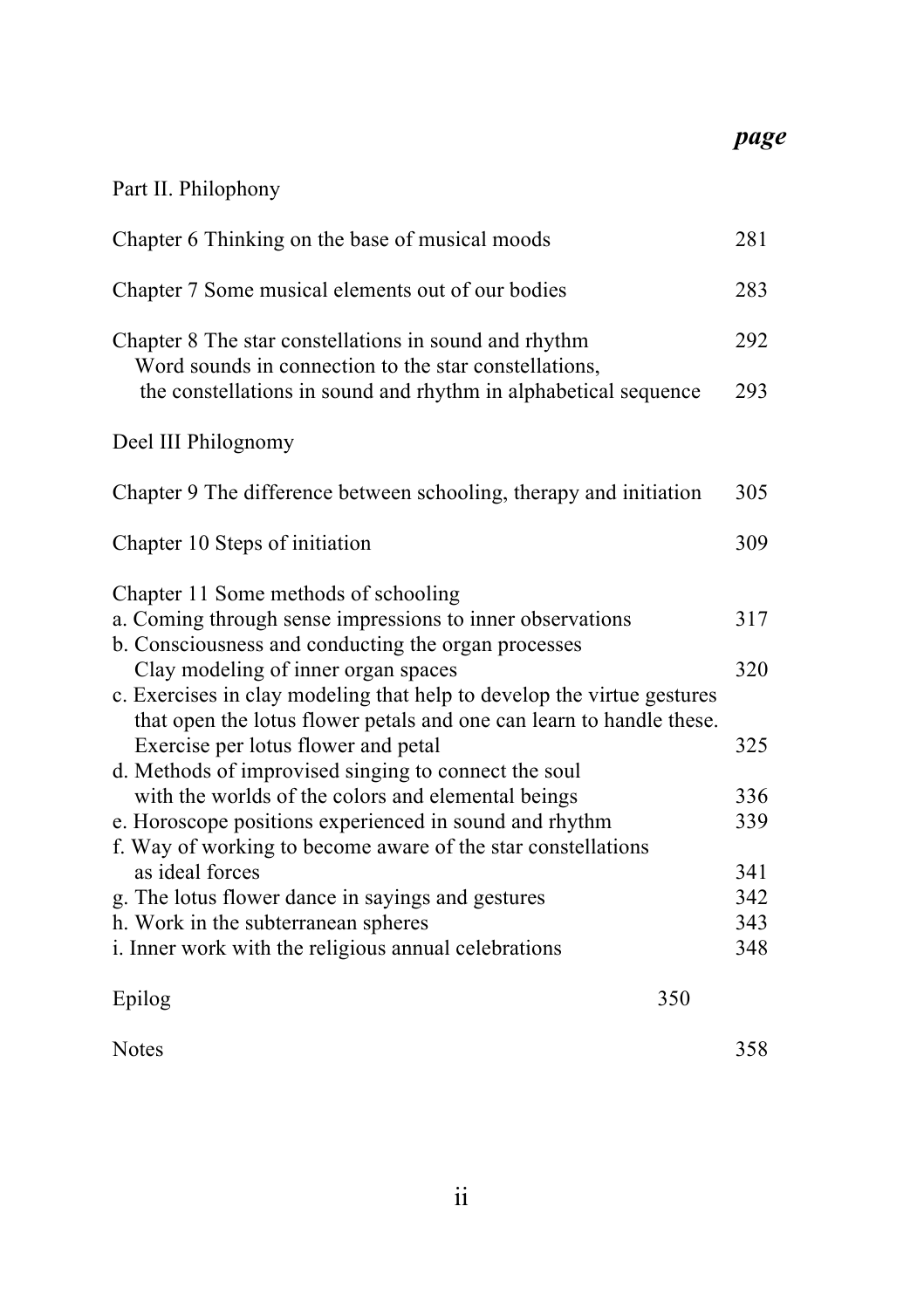*page*

Part II. Philophony

| | |
|---|---|
| Chapter 6 Thinking on the base of musical moods | 281 |
| Chapter 7 Some musical elements out of our bodies | 283 |
| Chapter 8 The star constellations in sound and rhythm | 292 |
| Word sounds in connection to the star constellations, the constellations in sound and rhythm in alphabetical sequence | 293 |

Deel III Philognomy

| | |
|---|---|
| Chapter 9 The difference between schooling, therapy and initiation | 305 |
| Chapter 10 Steps of initiation | 309 |
| Chapter 11 Some methods of schooling | |
| a. Coming through sense impressions to inner observations | 317 |
| b. Consciousness and conducting the organ processes Clay modeling of inner organ spaces | 320 |
| c. Exercises in clay modeling that help to develop the virtue gestures that open the lotus flower petals and one can learn to handle these. Exercise per lotus flower and petal | 325 |
| d. Methods of improvised singing to connect the soul with the worlds of the colors and elemental beings | 336 |
| e. Horoscope positions experienced in sound and rhythm | 339 |
| f. Way of working to become aware of the star constellations as ideal forces | 341 |
| g. The lotus flower dance in sayings and gestures | 342 |
| h. Work in the subterranean spheres | 343 |
| i. Inner work with the religious annual celebrations | 348 |
| Epilog | 350 |
| Notes | 358 |